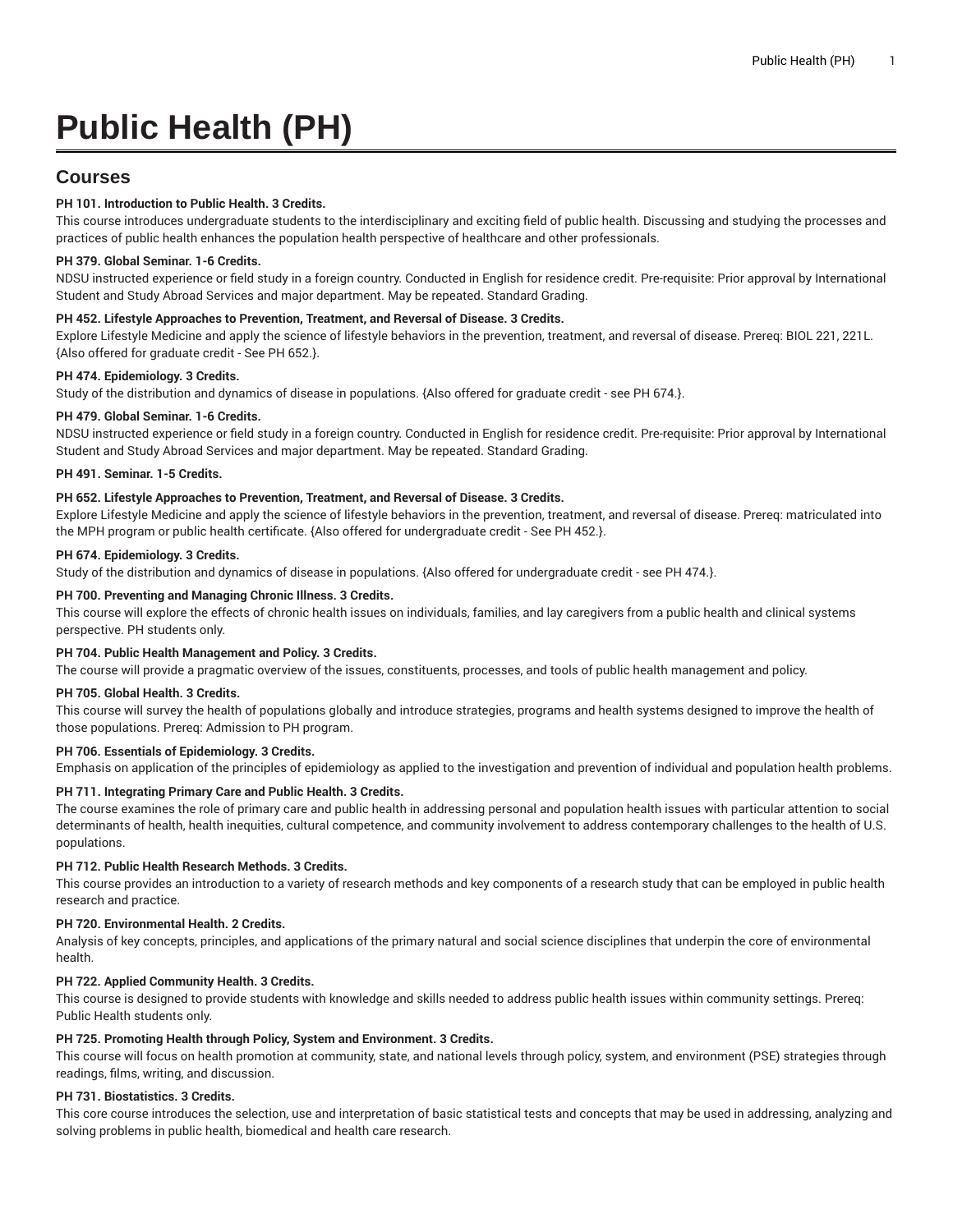# Public Health (PH)

## Courses

**PH 101. Introduction to Public Health. 3 Credits.**

This course introduces undergraduate students to the interdisciplinary and exciting field of public health. Discussing and studying the processes and practices of public health enhances the population health perspective of healthcare and other professionals.

**PH 379. Global Seminar. 1-6 Credits.**

NDSU instructed experience or field study in a foreign country. Conducted in English for residence credit. Pre-requisite: Prior approval by International Student and Study Abroad Services and major department. May be repeated. Standard Grading.

**PH 452. Lifestyle Approaches to Prevention, Treatment, and Reversal of Disease. 3 Credits.**

Explore Lifestyle Medicine and apply the science of lifestyle behaviors in the prevention, treatment, and reversal of disease. Prereq: BIOL 221, 221L. {Also offered for graduate credit - See PH 652.}.

**PH 474. Epidemiology. 3 Credits.**

Study of the distribution and dynamics of disease in populations. {Also offered for graduate credit - see PH 674.}.

**PH 479. Global Seminar. 1-6 Credits.**

NDSU instructed experience or field study in a foreign country. Conducted in English for residence credit. Pre-requisite: Prior approval by International Student and Study Abroad Services and major department. May be repeated. Standard Grading.

**PH 491. Seminar. 1-5 Credits.**

**PH 652. Lifestyle Approaches to Prevention, Treatment, and Reversal of Disease. 3 Credits.**

Explore Lifestyle Medicine and apply the science of lifestyle behaviors in the prevention, treatment, and reversal of disease. Prereq: matriculated into the MPH program or public health certificate. {Also offered for undergraduate credit - See PH 452.}.

**PH 674. Epidemiology. 3 Credits.**

Study of the distribution and dynamics of disease in populations. {Also offered for undergraduate credit - see PH 474.}.

**PH 700. Preventing and Managing Chronic Illness. 3 Credits.**

This course will explore the effects of chronic health issues on individuals, families, and lay caregivers from a public health and clinical systems perspective. PH students only.

**PH 704. Public Health Management and Policy. 3 Credits.**

The course will provide a pragmatic overview of the issues, constituents, processes, and tools of public health management and policy.

**PH 705. Global Health. 3 Credits.**

This course will survey the health of populations globally and introduce strategies, programs and health systems designed to improve the health of those populations. Prereq: Admission to PH program.

**PH 706. Essentials of Epidemiology. 3 Credits.**

Emphasis on application of the principles of epidemiology as applied to the investigation and prevention of individual and population health problems.

**PH 711. Integrating Primary Care and Public Health. 3 Credits.**

The course examines the role of primary care and public health in addressing personal and population health issues with particular attention to social determinants of health, health inequities, cultural competence, and community involvement to address contemporary challenges to the health of U.S. populations.

**PH 712. Public Health Research Methods. 3 Credits.**

This course provides an introduction to a variety of research methods and key components of a research study that can be employed in public health research and practice.

**PH 720. Environmental Health. 2 Credits.**

Analysis of key concepts, principles, and applications of the primary natural and social science disciplines that underpin the core of environmental health.

**PH 722. Applied Community Health. 3 Credits.**

This course is designed to provide students with knowledge and skills needed to address public health issues within community settings. Prereq: Public Health students only.

**PH 725. Promoting Health through Policy, System and Environment. 3 Credits.**

This course will focus on health promotion at community, state, and national levels through policy, system, and environment (PSE) strategies through readings, films, writing, and discussion.

**PH 731. Biostatistics. 3 Credits.**

This core course introduces the selection, use and interpretation of basic statistical tests and concepts that may be used in addressing, analyzing and solving problems in public health, biomedical and health care research.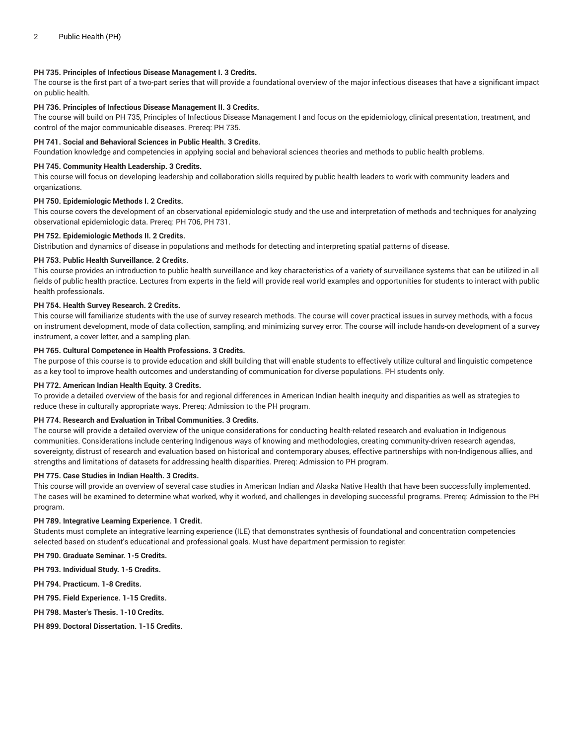**PH 735. Principles of Infectious Disease Management I. 3 Credits.**
The course is the first part of a two-part series that will provide a foundational overview of the major infectious diseases that have a significant impact on public health.

**PH 736. Principles of Infectious Disease Management II. 3 Credits.**
The course will build on PH 735, Principles of Infectious Disease Management I and focus on the epidemiology, clinical presentation, treatment, and control of the major communicable diseases. Prereq: PH 735.

**PH 741. Social and Behavioral Sciences in Public Health. 3 Credits.**
Foundation knowledge and competencies in applying social and behavioral sciences theories and methods to public health problems.

**PH 745. Community Health Leadership. 3 Credits.**
This course will focus on developing leadership and collaboration skills required by public health leaders to work with community leaders and organizations.

**PH 750. Epidemiologic Methods I. 2 Credits.**
This course covers the development of an observational epidemiologic study and the use and interpretation of methods and techniques for analyzing observational epidemiologic data. Prereq: PH 706, PH 731.

**PH 752. Epidemiologic Methods II. 2 Credits.**
Distribution and dynamics of disease in populations and methods for detecting and interpreting spatial patterns of disease.

**PH 753. Public Health Surveillance. 2 Credits.**
This course provides an introduction to public health surveillance and key characteristics of a variety of surveillance systems that can be utilized in all fields of public health practice. Lectures from experts in the field will provide real world examples and opportunities for students to interact with public health professionals.

**PH 754. Health Survey Research. 2 Credits.**
This course will familiarize students with the use of survey research methods. The course will cover practical issues in survey methods, with a focus on instrument development, mode of data collection, sampling, and minimizing survey error. The course will include hands-on development of a survey instrument, a cover letter, and a sampling plan.

**PH 765. Cultural Competence in Health Professions. 3 Credits.**
The purpose of this course is to provide education and skill building that will enable students to effectively utilize cultural and linguistic competence as a key tool to improve health outcomes and understanding of communication for diverse populations. PH students only.

**PH 772. American Indian Health Equity. 3 Credits.**
To provide a detailed overview of the basis for and regional differences in American Indian health inequity and disparities as well as strategies to reduce these in culturally appropriate ways. Prereq: Admission to the PH program.

**PH 774. Research and Evaluation in Tribal Communities. 3 Credits.**
The course will provide a detailed overview of the unique considerations for conducting health-related research and evaluation in Indigenous communities. Considerations include centering Indigenous ways of knowing and methodologies, creating community-driven research agendas, sovereignty, distrust of research and evaluation based on historical and contemporary abuses, effective partnerships with non-Indigenous allies, and strengths and limitations of datasets for addressing health disparities. Prereq: Admission to PH program.

**PH 775. Case Studies in Indian Health. 3 Credits.**
This course will provide an overview of several case studies in American Indian and Alaska Native Health that have been successfully implemented. The cases will be examined to determine what worked, why it worked, and challenges in developing successful programs. Prereq: Admission to the PH program.

**PH 789. Integrative Learning Experience. 1 Credit.**
Students must complete an integrative learning experience (ILE) that demonstrates synthesis of foundational and concentration competencies selected based on student's educational and professional goals. Must have department permission to register.

**PH 790. Graduate Seminar. 1-5 Credits.**

**PH 793. Individual Study. 1-5 Credits.**

**PH 794. Practicum. 1-8 Credits.**

**PH 795. Field Experience. 1-15 Credits.**

**PH 798. Master's Thesis. 1-10 Credits.**

**PH 899. Doctoral Dissertation. 1-15 Credits.**